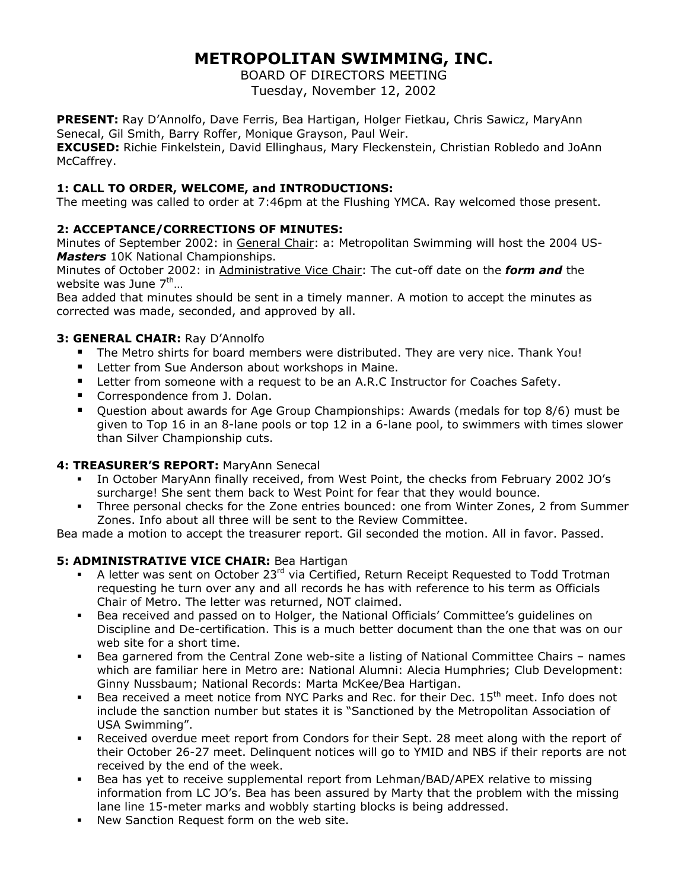# METROPOLITAN SWIMMING, INC.

BOARD OF DIRECTORS MEETING

Tuesday, November 12, 2002

**PRESENT:** Ray D'Annolfo, Dave Ferris, Bea Hartigan, Holger Fietkau, Chris Sawicz, MaryAnn Senecal, Gil Smith, Barry Roffer, Monique Grayson, Paul Weir.

**EXCUSED:** Richie Finkelstein, David Ellinghaus, Mary Fleckenstein, Christian Robledo and JoAnn McCaffrey.

### 1: CALL TO ORDER, WELCOME, and INTRODUCTIONS:

The meeting was called to order at 7:46pm at the Flushing YMCA. Ray welcomed those present.

### 2: ACCEPTANCE/CORRECTIONS OF MINUTES:

Minutes of September 2002: in General Chair: a: Metropolitan Swimming will host the 2004 US-***Masters*** 10K National Championships.

Minutes of October 2002: in Administrative Vice Chair: The cut-off date on the ***form and*** the website was June 7th…

Bea added that minutes should be sent in a timely manner. A motion to accept the minutes as corrected was made, seconded, and approved by all.

### 3: GENERAL CHAIR: Ray D'Annolfo

- The Metro shirts for board members were distributed. They are very nice. Thank You!
- Letter from Sue Anderson about workshops in Maine.
- Letter from someone with a request to be an A.R.C Instructor for Coaches Safety.
- Correspondence from J. Dolan.
- Question about awards for Age Group Championships: Awards (medals for top 8/6) must be given to Top 16 in an 8-lane pools or top 12 in a 6-lane pool, to swimmers with times slower than Silver Championship cuts.

### 4: TREASURER'S REPORT: MaryAnn Senecal

- In October MaryAnn finally received, from West Point, the checks from February 2002 JO's surcharge! She sent them back to West Point for fear that they would bounce.
- Three personal checks for the Zone entries bounced: one from Winter Zones, 2 from Summer Zones. Info about all three will be sent to the Review Committee.

Bea made a motion to accept the treasurer report. Gil seconded the motion. All in favor. Passed.

### 5: ADMINISTRATIVE VICE CHAIR: Bea Hartigan

- A letter was sent on October 23rd via Certified, Return Receipt Requested to Todd Trotman requesting he turn over any and all records he has with reference to his term as Officials Chair of Metro. The letter was returned, NOT claimed.
- Bea received and passed on to Holger, the National Officials' Committee's guidelines on Discipline and De-certification. This is a much better document than the one that was on our web site for a short time.
- Bea garnered from the Central Zone web-site a listing of National Committee Chairs – names which are familiar here in Metro are: National Alumni: Alecia Humphries; Club Development: Ginny Nussbaum; National Records: Marta McKee/Bea Hartigan.
- Bea received a meet notice from NYC Parks and Rec. for their Dec. 15th meet. Info does not include the sanction number but states it is "Sanctioned by the Metropolitan Association of USA Swimming".
- Received overdue meet report from Condors for their Sept. 28 meet along with the report of their October 26-27 meet. Delinquent notices will go to YMID and NBS if their reports are not received by the end of the week.
- Bea has yet to receive supplemental report from Lehman/BAD/APEX relative to missing information from LC JO's. Bea has been assured by Marty that the problem with the missing lane line 15-meter marks and wobbly starting blocks is being addressed.
- New Sanction Request form on the web site.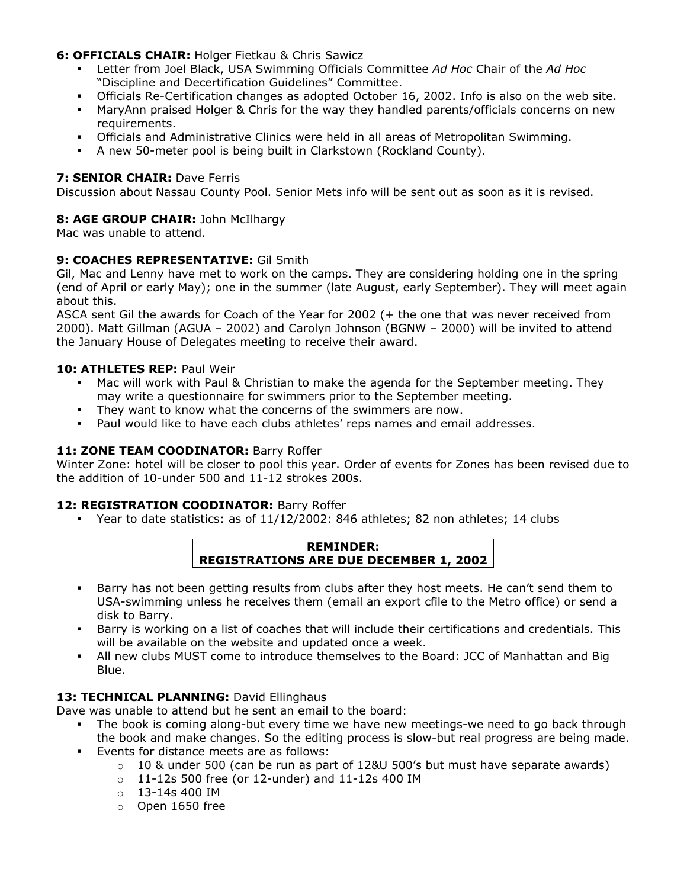**6: OFFICIALS CHAIR:** Holger Fietkau & Chris Sawicz

- Letter from Joel Black, USA Swimming Officials Committee *Ad Hoc* Chair of the *Ad Hoc* "Discipline and Decertification Guidelines" Committee.
- Officials Re-Certification changes as adopted October 16, 2002. Info is also on the web site.
- MaryAnn praised Holger & Chris for the way they handled parents/officials concerns on new requirements.
- Officials and Administrative Clinics were held in all areas of Metropolitan Swimming.
- A new 50-meter pool is being built in Clarkstown (Rockland County).

**7: SENIOR CHAIR:** Dave Ferris

Discussion about Nassau County Pool. Senior Mets info will be sent out as soon as it is revised.

**8: AGE GROUP CHAIR:** John McIlhargy

Mac was unable to attend.

**9: COACHES REPRESENTATIVE:** Gil Smith

Gil, Mac and Lenny have met to work on the camps. They are considering holding one in the spring (end of April or early May); one in the summer (late August, early September). They will meet again about this.

ASCA sent Gil the awards for Coach of the Year for 2002 (+ the one that was never received from 2000). Matt Gillman (AGUA – 2002) and Carolyn Johnson (BGNW – 2000) will be invited to attend the January House of Delegates meeting to receive their award.

**10: ATHLETES REP:** Paul Weir

- Mac will work with Paul & Christian to make the agenda for the September meeting. They may write a questionnaire for swimmers prior to the September meeting.
- They want to know what the concerns of the swimmers are now.
- Paul would like to have each clubs athletes' reps names and email addresses.

**11: ZONE TEAM COODINATOR:** Barry Roffer

Winter Zone: hotel will be closer to pool this year. Order of events for Zones has been revised due to the addition of 10-under 500 and 11-12 strokes 200s.

**12: REGISTRATION COODINATOR:** Barry Roffer

- Year to date statistics: as of 11/12/2002: 846 athletes; 82 non athletes; 14 clubs

**REMINDER:**
**REGISTRATIONS ARE DUE DECEMBER 1, 2002**

- Barry has not been getting results from clubs after they host meets. He can't send them to USA-swimming unless he receives them (email an export cfile to the Metro office) or send a disk to Barry.
- Barry is working on a list of coaches that will include their certifications and credentials. This will be available on the website and updated once a week.
- All new clubs MUST come to introduce themselves to the Board: JCC of Manhattan and Big Blue.

**13: TECHNICAL PLANNING:** David Ellinghaus

Dave was unable to attend but he sent an email to the board:

- The book is coming along-but every time we have new meetings-we need to go back through the book and make changes. So the editing process is slow-but real progress are being made.
- Events for distance meets are as follows:
  - 10 & under 500 (can be run as part of 12&U 500's but must have separate awards)
  - 11-12s 500 free (or 12-under) and 11-12s 400 IM
  - 13-14s 400 IM
  - Open 1650 free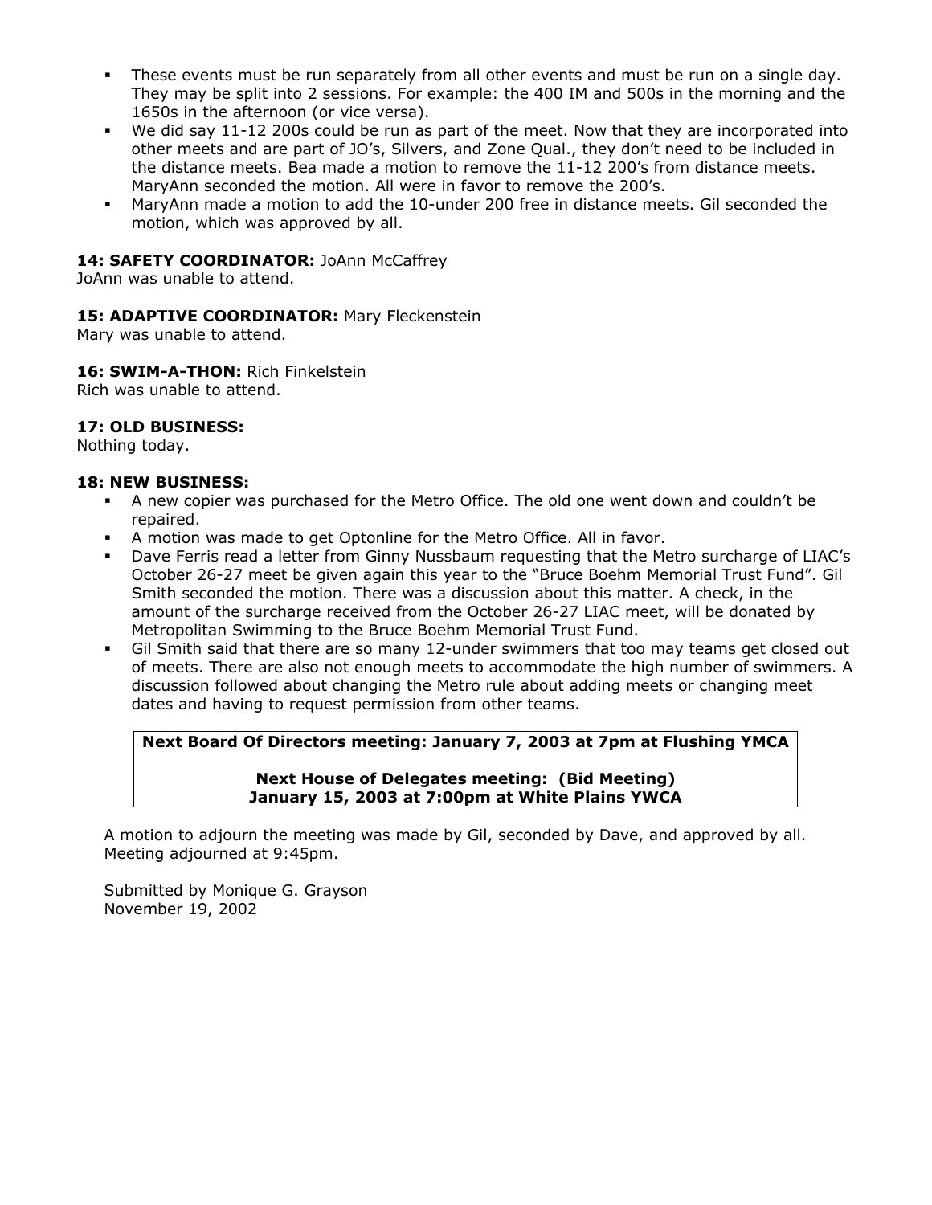- These events must be run separately from all other events and must be run on a single day. They may be split into 2 sessions. For example: the 400 IM and 500s in the morning and the 1650s in the afternoon (or vice versa).
- We did say 11-12 200s could be run as part of the meet. Now that they are incorporated into other meets and are part of JO's, Silvers, and Zone Qual., they don't need to be included in the distance meets. Bea made a motion to remove the 11-12 200's from distance meets. MaryAnn seconded the motion. All were in favor to remove the 200's.
- MaryAnn made a motion to add the 10-under 200 free in distance meets. Gil seconded the motion, which was approved by all.

**14: SAFETY COORDINATOR:** JoAnn McCaffrey
JoAnn was unable to attend.

**15: ADAPTIVE COORDINATOR:** Mary Fleckenstein
Mary was unable to attend.

**16: SWIM-A-THON:** Rich Finkelstein
Rich was unable to attend.

**17: OLD BUSINESS:**
Nothing today.

**18: NEW BUSINESS:**

- A new copier was purchased for the Metro Office. The old one went down and couldn't be repaired.
- A motion was made to get Optonline for the Metro Office. All in favor.
- Dave Ferris read a letter from Ginny Nussbaum requesting that the Metro surcharge of LIAC's October 26-27 meet be given again this year to the "Bruce Boehm Memorial Trust Fund". Gil Smith seconded the motion. There was a discussion about this matter. A check, in the amount of the surcharge received from the October 26-27 LIAC meet, will be donated by Metropolitan Swimming to the Bruce Boehm Memorial Trust Fund.
- Gil Smith said that there are so many 12-under swimmers that too may teams get closed out of meets. There are also not enough meets to accommodate the high number of swimmers. A discussion followed about changing the Metro rule about adding meets or changing meet dates and having to request permission from other teams.

**Next Board Of Directors meeting: January 7, 2003 at 7pm at Flushing YMCA**

**Next House of Delegates meeting: (Bid Meeting)**
**January 15, 2003 at 7:00pm at White Plains YWCA**

A motion to adjourn the meeting was made by Gil, seconded by Dave, and approved by all. Meeting adjourned at 9:45pm.

Submitted by Monique G. Grayson
November 19, 2002